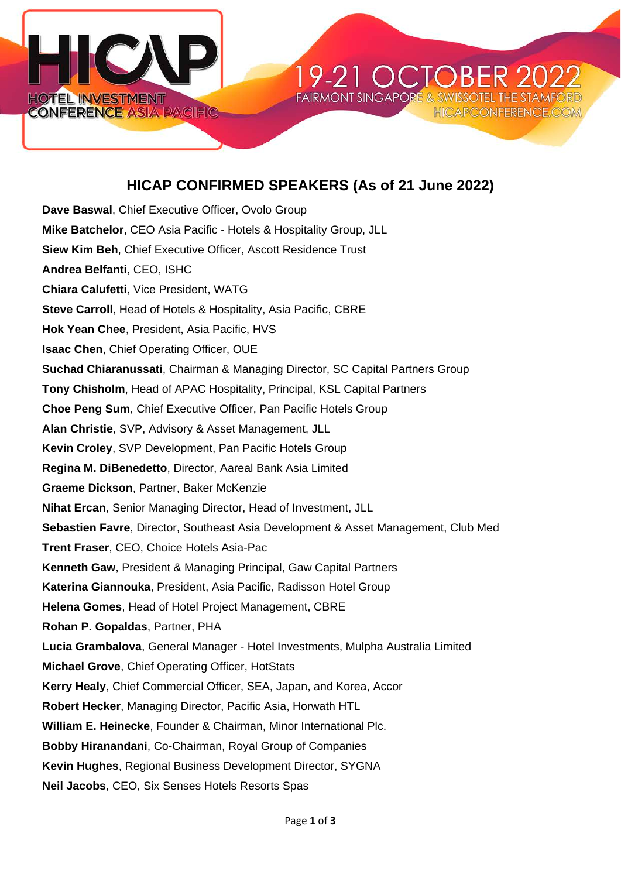HICAP

HOTEL INVESTMENT CONFERENCE ASIA PACIFIC

19-21 OCTOBER 2022

FAIRMONT SINGAPORE & SWISSOTEL THE STAMFORD

HICAPCONFERENCE.COM

## HICAP CONFIRMED SPEAKERS (As of 21 June 2022)

**Dave Baswal**, Chief Executive Officer, Ovolo Group

**Mike Batchelor**, CEO Asia Pacific - Hotels & Hospitality Group, JLL

**Siew Kim Beh**, Chief Executive Officer, Ascott Residence Trust

**Andrea Belfanti**, CEO, ISHC

**Chiara Calufetti**, Vice President, WATG

**Steve Carroll**, Head of Hotels & Hospitality, Asia Pacific, CBRE

**Hok Yean Chee**, President, Asia Pacific, HVS

**Isaac Chen**, Chief Operating Officer, OUE

**Suchad Chiaranussati**, Chairman & Managing Director, SC Capital Partners Group

**Tony Chisholm**, Head of APAC Hospitality, Principal, KSL Capital Partners

**Choe Peng Sum**, Chief Executive Officer, Pan Pacific Hotels Group

**Alan Christie**, SVP, Advisory & Asset Management, JLL

**Kevin Croley**, SVP Development, Pan Pacific Hotels Group

**Regina M. DiBenedetto**, Director, Aareal Bank Asia Limited

**Graeme Dickson**, Partner, Baker McKenzie

**Nihat Ercan**, Senior Managing Director, Head of Investment, JLL

**Sebastien Favre**, Director, Southeast Asia Development & Asset Management, Club Med

**Trent Fraser**, CEO, Choice Hotels Asia-Pac

**Kenneth Gaw**, President & Managing Principal, Gaw Capital Partners

**Katerina Giannouka**, President, Asia Pacific, Radisson Hotel Group

**Helena Gomes**, Head of Hotel Project Management, CBRE

**Rohan P. Gopaldas**, Partner, PHA

**Lucia Grambalova**, General Manager - Hotel Investments, Mulpha Australia Limited

**Michael Grove**, Chief Operating Officer, HotStats

**Kerry Healy**, Chief Commercial Officer, SEA, Japan, and Korea, Accor

**Robert Hecker**, Managing Director, Pacific Asia, Horwath HTL

**William E. Heinecke**, Founder & Chairman, Minor International Plc.

**Bobby Hiranandani**, Co-Chairman, Royal Group of Companies

**Kevin Hughes**, Regional Business Development Director, SYGNA

**Neil Jacobs**, CEO, Six Senses Hotels Resorts Spas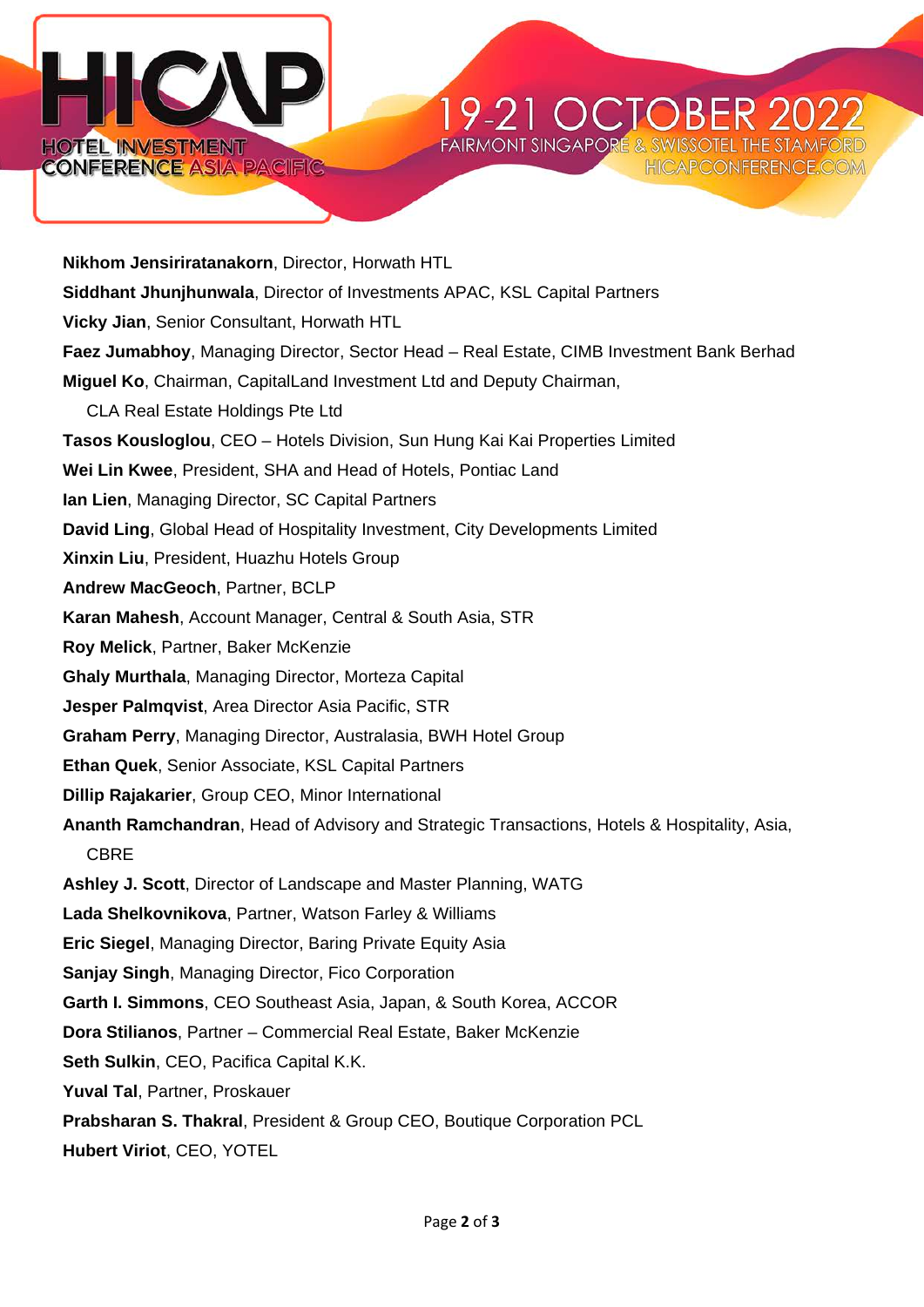**Nikhom Jensiriratanakorn**, Director, Horwath HTL

**Siddhant Jhunjhunwala**, Director of Investments APAC, KSL Capital Partners

**Vicky Jian**, Senior Consultant, Horwath HTL

**Faez Jumabhoy**, Managing Director, Sector Head – Real Estate, CIMB Investment Bank Berhad

**Miguel Ko**, Chairman, CapitalLand Investment Ltd and Deputy Chairman, CLA Real Estate Holdings Pte Ltd

**Tasos Kousloglou**, CEO – Hotels Division, Sun Hung Kai Kai Properties Limited

**Wei Lin Kwee**, President, SHA and Head of Hotels, Pontiac Land

**Ian Lien**, Managing Director, SC Capital Partners

**David Ling**, Global Head of Hospitality Investment, City Developments Limited

**Xinxin Liu**, President, Huazhu Hotels Group

**Andrew MacGeoch**, Partner, BCLP

**Karan Mahesh**, Account Manager, Central & South Asia, STR

**Roy Melick**, Partner, Baker McKenzie

**Ghaly Murthala**, Managing Director, Morteza Capital

**Jesper Palmqvist**, Area Director Asia Pacific, STR

**Graham Perry**, Managing Director, Australasia, BWH Hotel Group

**Ethan Quek**, Senior Associate, KSL Capital Partners

**Dillip Rajakarier**, Group CEO, Minor International

**Ananth Ramchandran**, Head of Advisory and Strategic Transactions, Hotels & Hospitality, Asia, CBRE

**Ashley J. Scott**, Director of Landscape and Master Planning, WATG

**Lada Shelkovnikova**, Partner, Watson Farley & Williams

**Eric Siegel**, Managing Director, Baring Private Equity Asia

**Sanjay Singh**, Managing Director, Fico Corporation

**Garth I. Simmons**, CEO Southeast Asia, Japan, & South Korea, ACCOR

**Dora Stilianos**, Partner – Commercial Real Estate, Baker McKenzie

**Seth Sulkin**, CEO, Pacifica Capital K.K.

**Yuval Tal**, Partner, Proskauer

**Prabsharan S. Thakral**, President & Group CEO, Boutique Corporation PCL

**Hubert Viriot**, CEO, YOTEL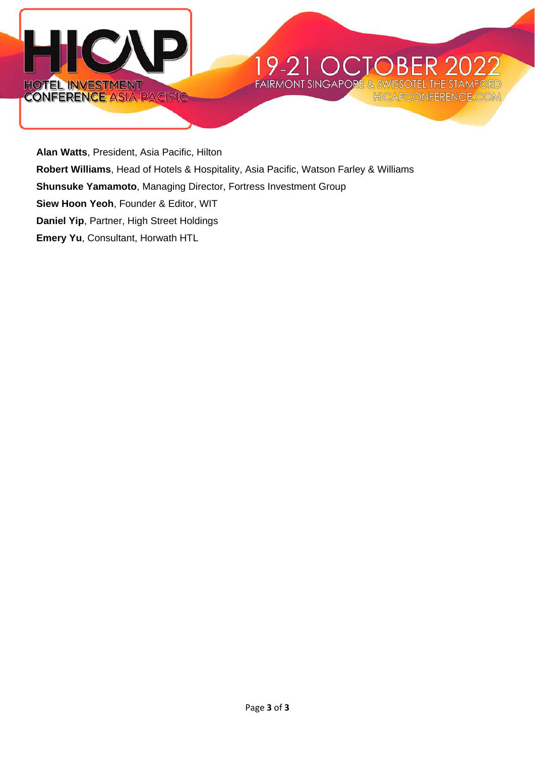**Alan Watts**, President, Asia Pacific, Hilton

**Robert Williams**, Head of Hotels & Hospitality, Asia Pacific, Watson Farley & Williams

**Shunsuke Yamamoto**, Managing Director, Fortress Investment Group

**Siew Hoon Yeoh**, Founder & Editor, WIT

**Daniel Yip**, Partner, High Street Holdings

**Emery Yu**, Consultant, Horwath HTL